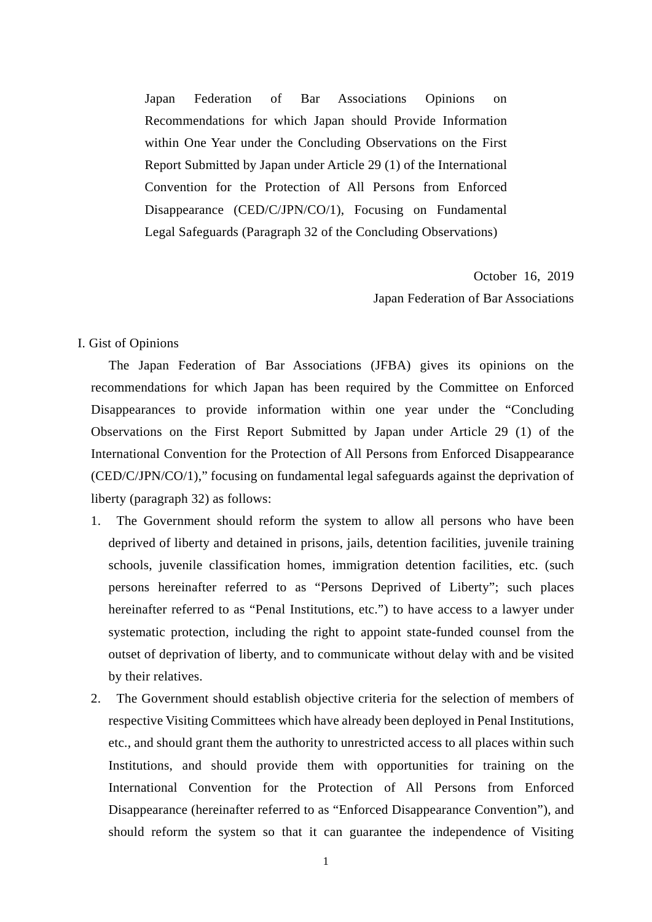# Japan Federation of Bar Associations Opinions on Recommendations for which Japan should Provide Information within One Year under the Concluding Observations on the First Report Submitted by Japan under Article 29 (1) of the International Convention for the Protection of All Persons from Enforced Disappearance (CED/C/JPN/CO/1), Focusing on Fundamental Legal Safeguards (Paragraph 32 of the Concluding Observations)

October 16, 2019

Japan Federation of Bar Associations

## I. Gist of Opinions

The Japan Federation of Bar Associations (JFBA) gives its opinions on the recommendations for which Japan has been required by the Committee on Enforced Disappearances to provide information within one year under the “Concluding Observations on the First Report Submitted by Japan under Article 29 (1) of the International Convention for the Protection of All Persons from Enforced Disappearance (CED/C/JPN/CO/1),” focusing on fundamental legal safeguards against the deprivation of liberty (paragraph 32) as follows:

1. The Government should reform the system to allow all persons who have been deprived of liberty and detained in prisons, jails, detention facilities, juvenile training schools, juvenile classification homes, immigration detention facilities, etc. (such persons hereinafter referred to as “Persons Deprived of Liberty”; such places hereinafter referred to as “Penal Institutions, etc.”) to have access to a lawyer under systematic protection, including the right to appoint state-funded counsel from the outset of deprivation of liberty, and to communicate without delay with and be visited by their relatives.
2. The Government should establish objective criteria for the selection of members of respective Visiting Committees which have already been deployed in Penal Institutions, etc., and should grant them the authority to unrestricted access to all places within such Institutions, and should provide them with opportunities for training on the International Convention for the Protection of All Persons from Enforced Disappearance (hereinafter referred to as “Enforced Disappearance Convention”), and should reform the system so that it can guarantee the independence of Visiting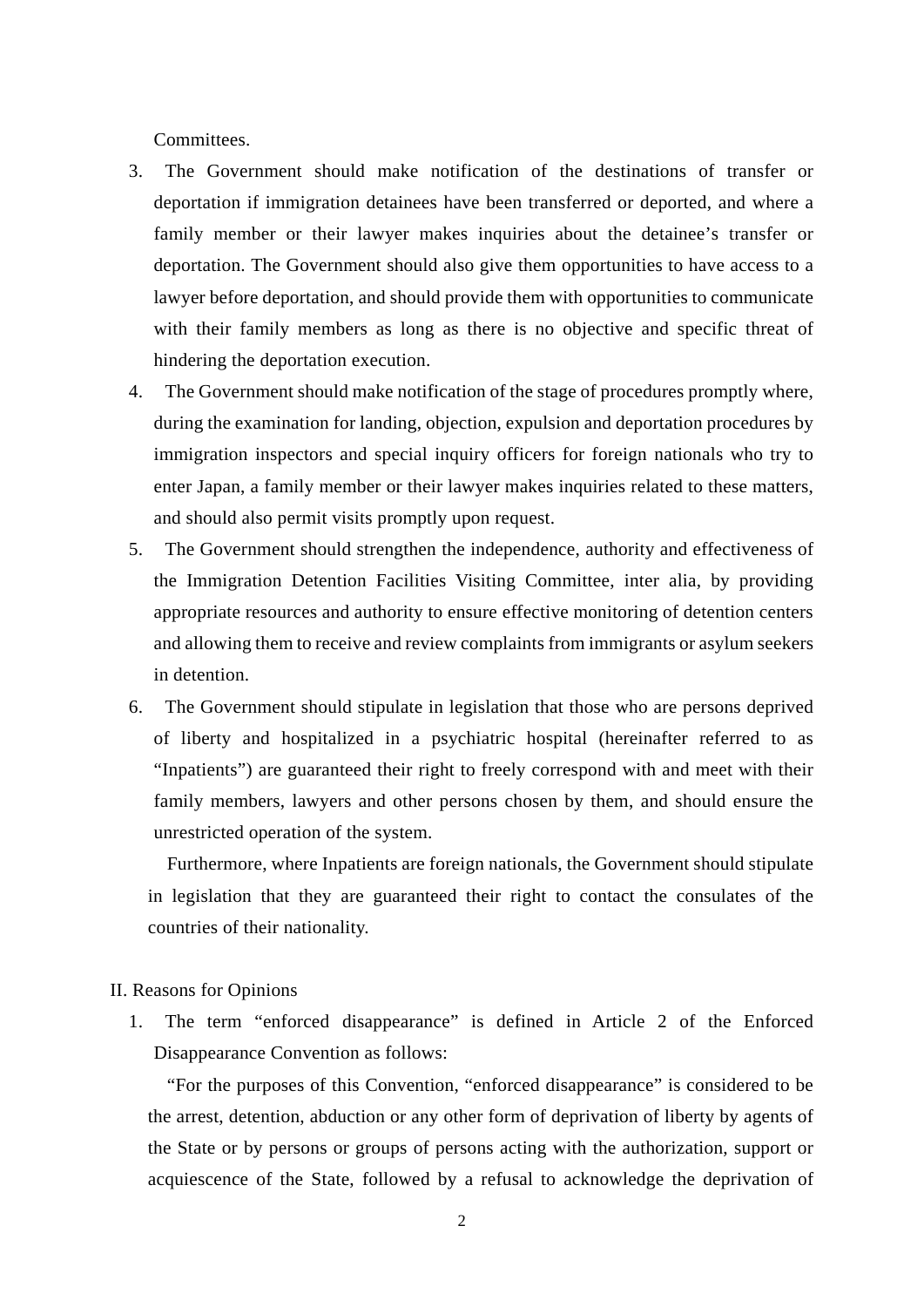Committees.

3. The Government should make notification of the destinations of transfer or deportation if immigration detainees have been transferred or deported, and where a family member or their lawyer makes inquiries about the detainee's transfer or deportation. The Government should also give them opportunities to have access to a lawyer before deportation, and should provide them with opportunities to communicate with their family members as long as there is no objective and specific threat of hindering the deportation execution.
4. The Government should make notification of the stage of procedures promptly where, during the examination for landing, objection, expulsion and deportation procedures by immigration inspectors and special inquiry officers for foreign nationals who try to enter Japan, a family member or their lawyer makes inquiries related to these matters, and should also permit visits promptly upon request.
5. The Government should strengthen the independence, authority and effectiveness of the Immigration Detention Facilities Visiting Committee, inter alia, by providing appropriate resources and authority to ensure effective monitoring of detention centers and allowing them to receive and review complaints from immigrants or asylum seekers in detention.
6. The Government should stipulate in legislation that those who are persons deprived of liberty and hospitalized in a psychiatric hospital (hereinafter referred to as "Inpatients") are guaranteed their right to freely correspond with and meet with their family members, lawyers and other persons chosen by them, and should ensure the unrestricted operation of the system.

   Furthermore, where Inpatients are foreign nationals, the Government should stipulate in legislation that they are guaranteed their right to contact the consulates of the countries of their nationality.

## II. Reasons for Opinions

1. The term "enforced disappearance" is defined in Article 2 of the Enforced Disappearance Convention as follows:

   "For the purposes of this Convention, "enforced disappearance" is considered to be the arrest, detention, abduction or any other form of deprivation of liberty by agents of the State or by persons or groups of persons acting with the authorization, support or acquiescence of the State, followed by a refusal to acknowledge the deprivation of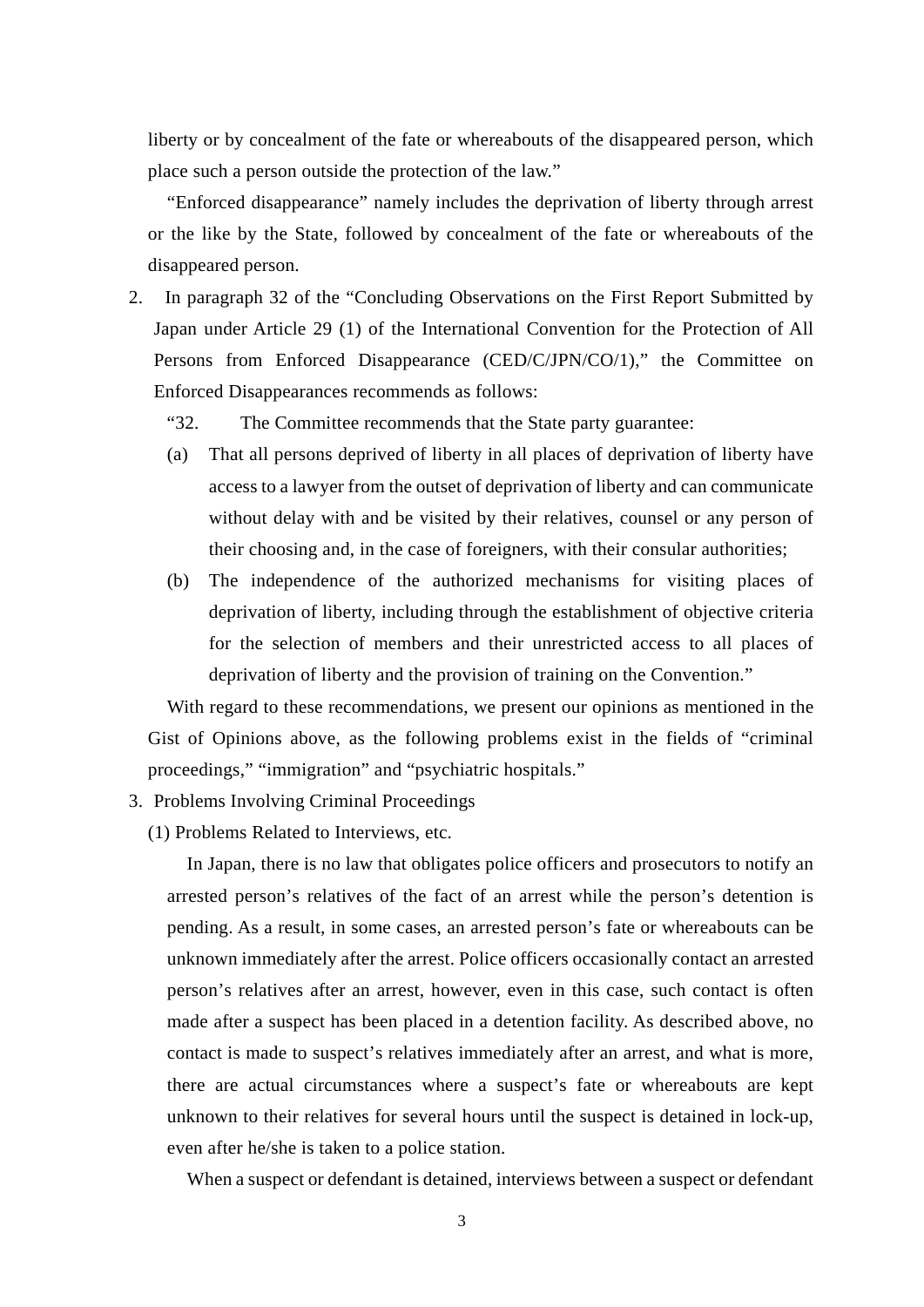liberty or by concealment of the fate or whereabouts of the disappeared person, which place such a person outside the protection of the law."

"Enforced disappearance" namely includes the deprivation of liberty through arrest or the like by the State, followed by concealment of the fate or whereabouts of the disappeared person.

2. In paragraph 32 of the "Concluding Observations on the First Report Submitted by Japan under Article 29 (1) of the International Convention for the Protection of All Persons from Enforced Disappearance (CED/C/JPN/CO/1)," the Committee on Enforced Disappearances recommends as follows:

   "32. The Committee recommends that the State party guarantee:

   (a) That all persons deprived of liberty in all places of deprivation of liberty have access to a lawyer from the outset of deprivation of liberty and can communicate without delay with and be visited by their relatives, counsel or any person of their choosing and, in the case of foreigners, with their consular authorities;

   (b) The independence of the authorized mechanisms for visiting places of deprivation of liberty, including through the establishment of objective criteria for the selection of members and their unrestricted access to all places of deprivation of liberty and the provision of training on the Convention."

   With regard to these recommendations, we present our opinions as mentioned in the Gist of Opinions above, as the following problems exist in the fields of "criminal proceedings," "immigration" and "psychiatric hospitals."

3. Problems Involving Criminal Proceedings

   (1) Problems Related to Interviews, etc.

   In Japan, there is no law that obligates police officers and prosecutors to notify an arrested person's relatives of the fact of an arrest while the person's detention is pending. As a result, in some cases, an arrested person's fate or whereabouts can be unknown immediately after the arrest. Police officers occasionally contact an arrested person's relatives after an arrest, however, even in this case, such contact is often made after a suspect has been placed in a detention facility. As described above, no contact is made to suspect's relatives immediately after an arrest, and what is more, there are actual circumstances where a suspect's fate or whereabouts are kept unknown to their relatives for several hours until the suspect is detained in lock-up, even after he/she is taken to a police station.

   When a suspect or defendant is detained, interviews between a suspect or defendant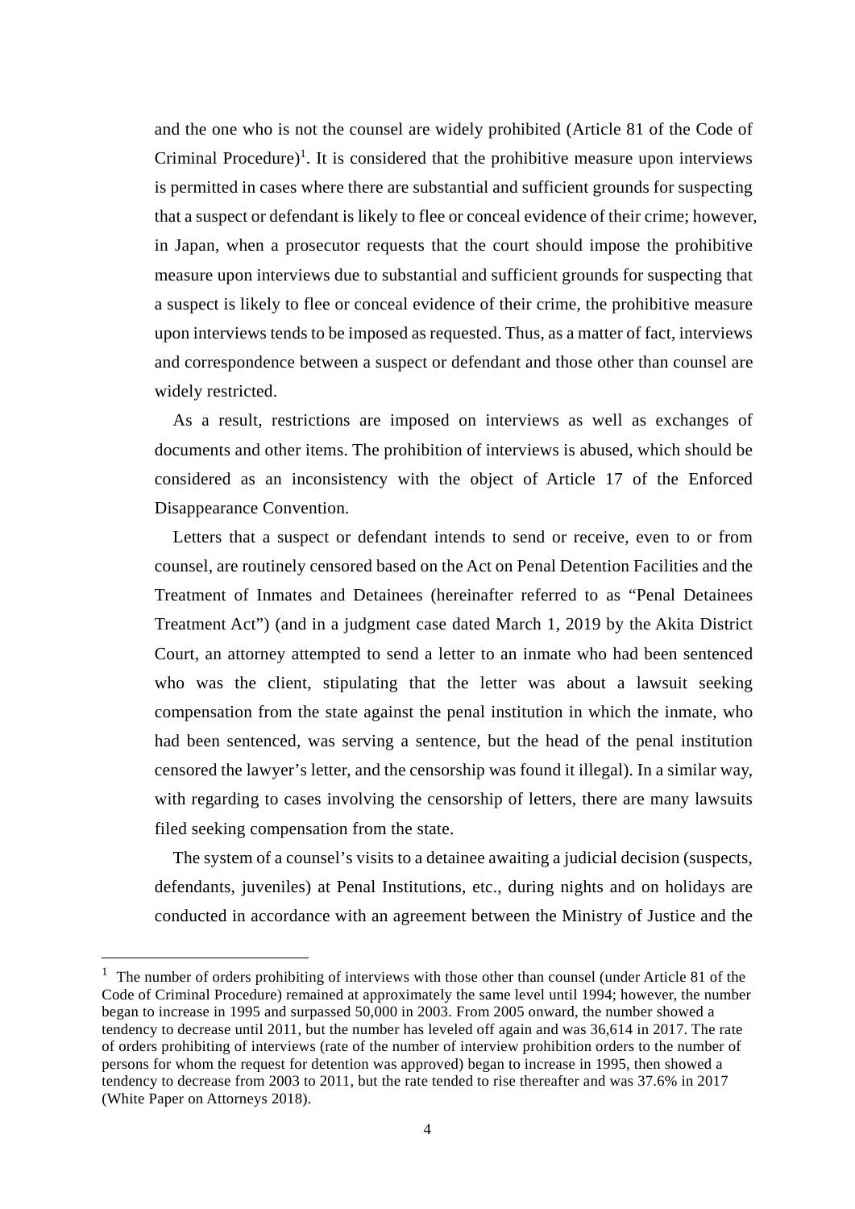and the one who is not the counsel are widely prohibited (Article 81 of the Code of Criminal Procedure)[1]. It is considered that the prohibitive measure upon interviews is permitted in cases where there are substantial and sufficient grounds for suspecting that a suspect or defendant is likely to flee or conceal evidence of their crime; however, in Japan, when a prosecutor requests that the court should impose the prohibitive measure upon interviews due to substantial and sufficient grounds for suspecting that a suspect is likely to flee or conceal evidence of their crime, the prohibitive measure upon interviews tends to be imposed as requested. Thus, as a matter of fact, interviews and correspondence between a suspect or defendant and those other than counsel are widely restricted.

As a result, restrictions are imposed on interviews as well as exchanges of documents and other items. The prohibition of interviews is abused, which should be considered as an inconsistency with the object of Article 17 of the Enforced Disappearance Convention.

Letters that a suspect or defendant intends to send or receive, even to or from counsel, are routinely censored based on the Act on Penal Detention Facilities and the Treatment of Inmates and Detainees (hereinafter referred to as "Penal Detainees Treatment Act") (and in a judgment case dated March 1, 2019 by the Akita District Court, an attorney attempted to send a letter to an inmate who had been sentenced who was the client, stipulating that the letter was about a lawsuit seeking compensation from the state against the penal institution in which the inmate, who had been sentenced, was serving a sentence, but the head of the penal institution censored the lawyer's letter, and the censorship was found it illegal). In a similar way, with regarding to cases involving the censorship of letters, there are many lawsuits filed seeking compensation from the state.

The system of a counsel's visits to a detainee awaiting a judicial decision (suspects, defendants, juveniles) at Penal Institutions, etc., during nights and on holidays are conducted in accordance with an agreement between the Ministry of Justice and the

---

[1] The number of orders prohibiting of interviews with those other than counsel (under Article 81 of the Code of Criminal Procedure) remained at approximately the same level until 1994; however, the number began to increase in 1995 and surpassed 50,000 in 2003. From 2005 onward, the number showed a tendency to decrease until 2011, but the number has leveled off again and was 36,614 in 2017. The rate of orders prohibiting of interviews (rate of the number of interview prohibition orders to the number of persons for whom the request for detention was approved) began to increase in 1995, then showed a tendency to decrease from 2003 to 2011, but the rate tended to rise thereafter and was 37.6% in 2017 (White Paper on Attorneys 2018).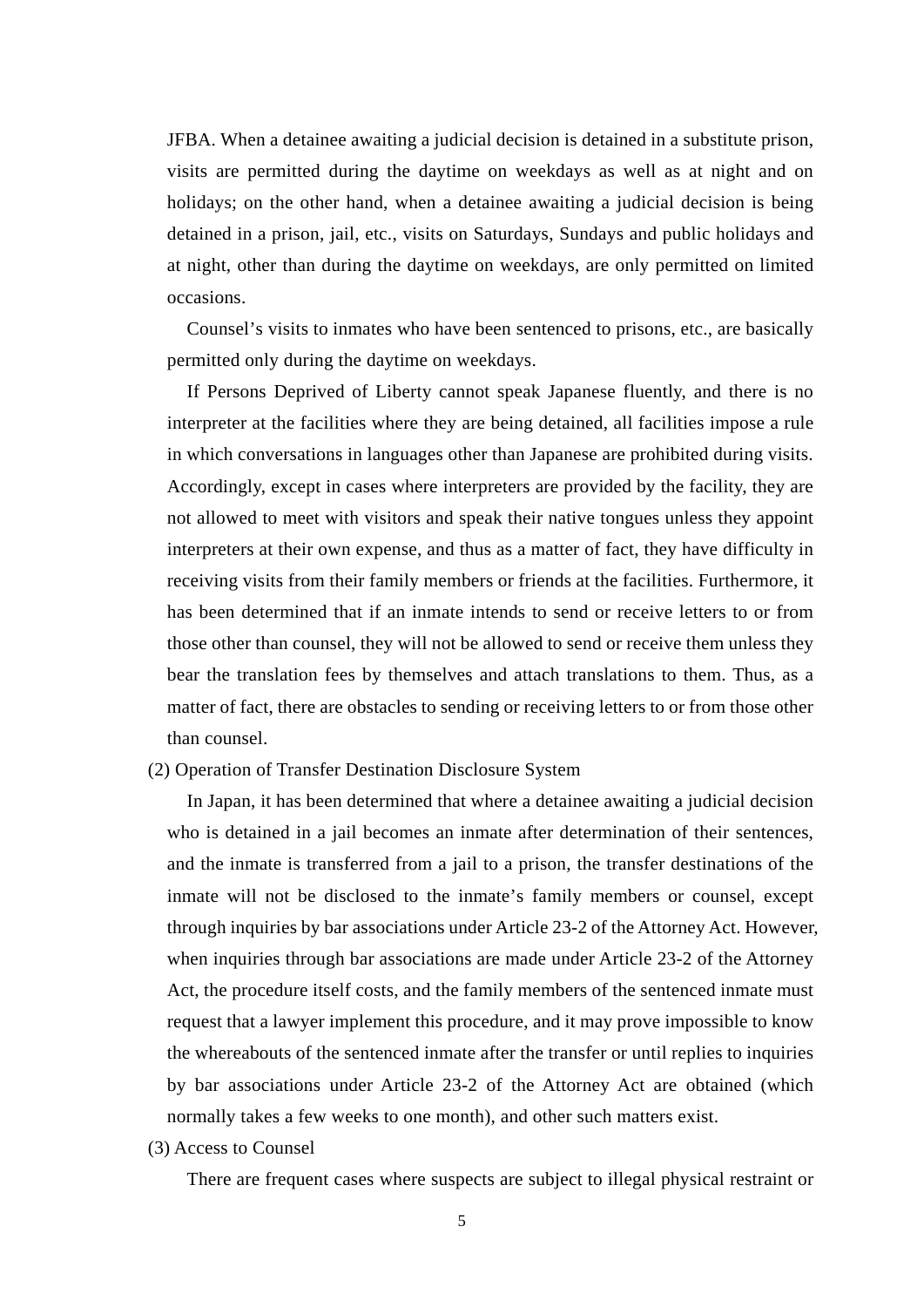JFBA. When a detainee awaiting a judicial decision is detained in a substitute prison, visits are permitted during the daytime on weekdays as well as at night and on holidays; on the other hand, when a detainee awaiting a judicial decision is being detained in a prison, jail, etc., visits on Saturdays, Sundays and public holidays and at night, other than during the daytime on weekdays, are only permitted on limited occasions.

Counsel's visits to inmates who have been sentenced to prisons, etc., are basically permitted only during the daytime on weekdays.

If Persons Deprived of Liberty cannot speak Japanese fluently, and there is no interpreter at the facilities where they are being detained, all facilities impose a rule in which conversations in languages other than Japanese are prohibited during visits. Accordingly, except in cases where interpreters are provided by the facility, they are not allowed to meet with visitors and speak their native tongues unless they appoint interpreters at their own expense, and thus as a matter of fact, they have difficulty in receiving visits from their family members or friends at the facilities. Furthermore, it has been determined that if an inmate intends to send or receive letters to or from those other than counsel, they will not be allowed to send or receive them unless they bear the translation fees by themselves and attach translations to them. Thus, as a matter of fact, there are obstacles to sending or receiving letters to or from those other than counsel.

(2) Operation of Transfer Destination Disclosure System

In Japan, it has been determined that where a detainee awaiting a judicial decision who is detained in a jail becomes an inmate after determination of their sentences, and the inmate is transferred from a jail to a prison, the transfer destinations of the inmate will not be disclosed to the inmate's family members or counsel, except through inquiries by bar associations under Article 23-2 of the Attorney Act. However, when inquiries through bar associations are made under Article 23-2 of the Attorney Act, the procedure itself costs, and the family members of the sentenced inmate must request that a lawyer implement this procedure, and it may prove impossible to know the whereabouts of the sentenced inmate after the transfer or until replies to inquiries by bar associations under Article 23-2 of the Attorney Act are obtained (which normally takes a few weeks to one month), and other such matters exist.

(3) Access to Counsel

There are frequent cases where suspects are subject to illegal physical restraint or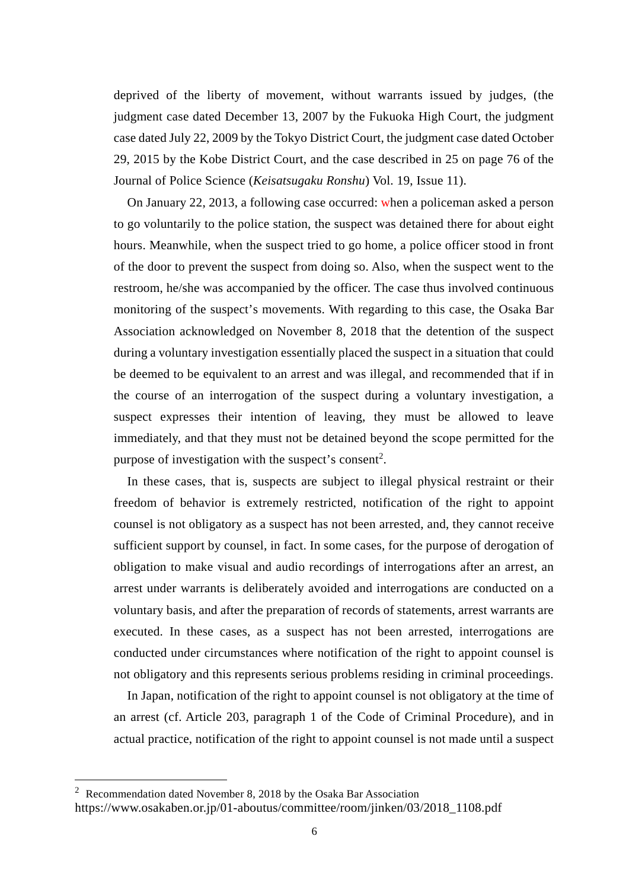deprived of the liberty of movement, without warrants issued by judges, (the judgment case dated December 13, 2007 by the Fukuoka High Court, the judgment case dated July 22, 2009 by the Tokyo District Court, the judgment case dated October 29, 2015 by the Kobe District Court, and the case described in 25 on page 76 of the Journal of Police Science (*Keisatsugaku Ronshu*) Vol. 19, Issue 11).

On January 22, 2013, a following case occurred: when a policeman asked a person to go voluntarily to the police station, the suspect was detained there for about eight hours. Meanwhile, when the suspect tried to go home, a police officer stood in front of the door to prevent the suspect from doing so. Also, when the suspect went to the restroom, he/she was accompanied by the officer. The case thus involved continuous monitoring of the suspect's movements. With regarding to this case, the Osaka Bar Association acknowledged on November 8, 2018 that the detention of the suspect during a voluntary investigation essentially placed the suspect in a situation that could be deemed to be equivalent to an arrest and was illegal, and recommended that if in the course of an interrogation of the suspect during a voluntary investigation, a suspect expresses their intention of leaving, they must be allowed to leave immediately, and that they must not be detained beyond the scope permitted for the purpose of investigation with the suspect's consent[2].

In these cases, that is, suspects are subject to illegal physical restraint or their freedom of behavior is extremely restricted, notification of the right to appoint counsel is not obligatory as a suspect has not been arrested, and, they cannot receive sufficient support by counsel, in fact. In some cases, for the purpose of derogation of obligation to make visual and audio recordings of interrogations after an arrest, an arrest under warrants is deliberately avoided and interrogations are conducted on a voluntary basis, and after the preparation of records of statements, arrest warrants are executed. In these cases, as a suspect has not been arrested, interrogations are conducted under circumstances where notification of the right to appoint counsel is not obligatory and this represents serious problems residing in criminal proceedings.

In Japan, notification of the right to appoint counsel is not obligatory at the time of an arrest (cf. Article 203, paragraph 1 of the Code of Criminal Procedure), and in actual practice, notification of the right to appoint counsel is not made until a suspect

---

[2] Recommendation dated November 8, 2018 by the Osaka Bar Association
https://www.osakaben.or.jp/01-aboutus/committee/room/jinken/03/2018_1108.pdf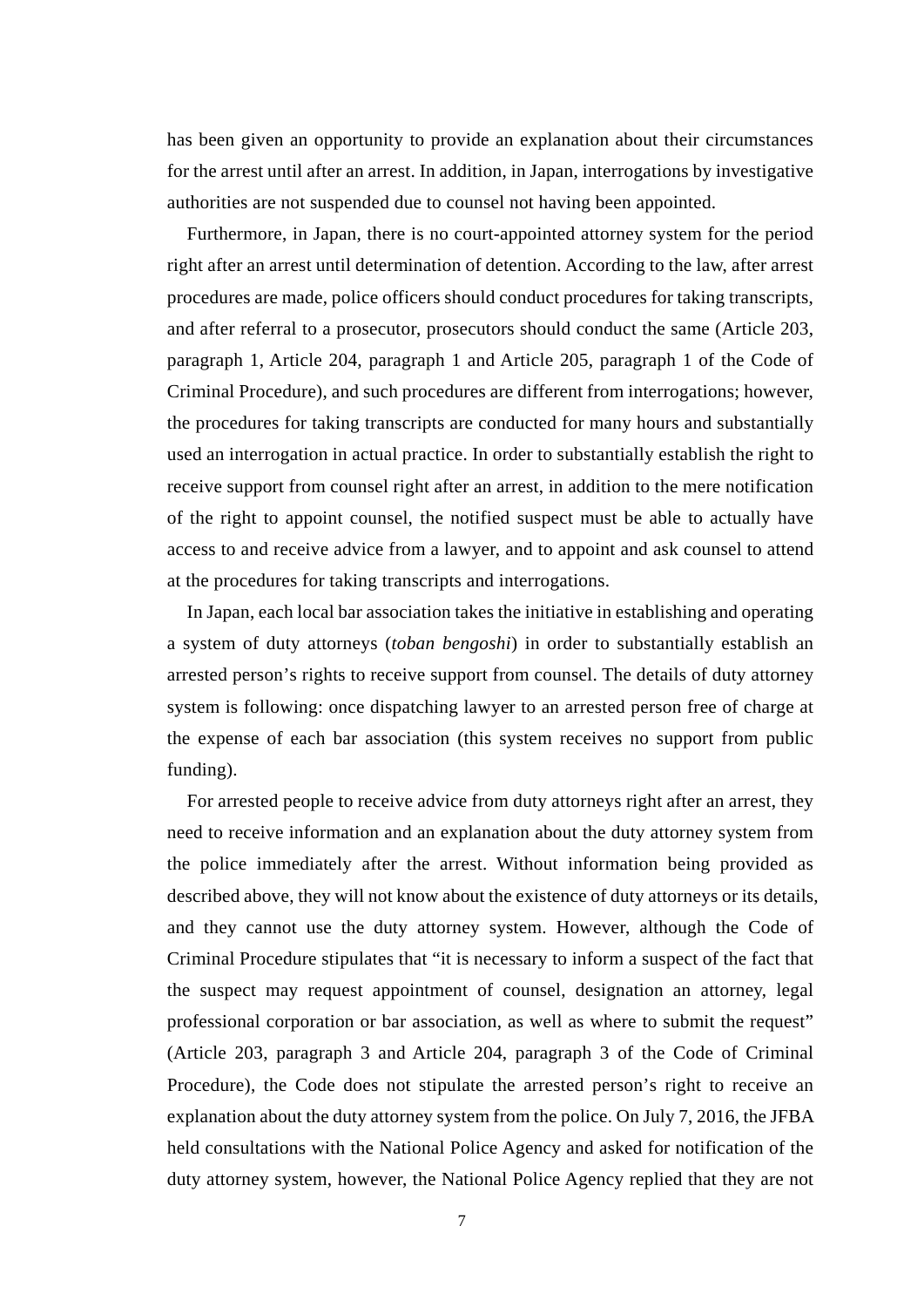has been given an opportunity to provide an explanation about their circumstances for the arrest until after an arrest. In addition, in Japan, interrogations by investigative authorities are not suspended due to counsel not having been appointed.

Furthermore, in Japan, there is no court-appointed attorney system for the period right after an arrest until determination of detention. According to the law, after arrest procedures are made, police officers should conduct procedures for taking transcripts, and after referral to a prosecutor, prosecutors should conduct the same (Article 203, paragraph 1, Article 204, paragraph 1 and Article 205, paragraph 1 of the Code of Criminal Procedure), and such procedures are different from interrogations; however, the procedures for taking transcripts are conducted for many hours and substantially used an interrogation in actual practice. In order to substantially establish the right to receive support from counsel right after an arrest, in addition to the mere notification of the right to appoint counsel, the notified suspect must be able to actually have access to and receive advice from a lawyer, and to appoint and ask counsel to attend at the procedures for taking transcripts and interrogations.

In Japan, each local bar association takes the initiative in establishing and operating a system of duty attorneys (*toban bengoshi*) in order to substantially establish an arrested person's rights to receive support from counsel. The details of duty attorney system is following: once dispatching lawyer to an arrested person free of charge at the expense of each bar association (this system receives no support from public funding).

For arrested people to receive advice from duty attorneys right after an arrest, they need to receive information and an explanation about the duty attorney system from the police immediately after the arrest. Without information being provided as described above, they will not know about the existence of duty attorneys or its details, and they cannot use the duty attorney system. However, although the Code of Criminal Procedure stipulates that "it is necessary to inform a suspect of the fact that the suspect may request appointment of counsel, designation an attorney, legal professional corporation or bar association, as well as where to submit the request" (Article 203, paragraph 3 and Article 204, paragraph 3 of the Code of Criminal Procedure), the Code does not stipulate the arrested person's right to receive an explanation about the duty attorney system from the police. On July 7, 2016, the JFBA held consultations with the National Police Agency and asked for notification of the duty attorney system, however, the National Police Agency replied that they are not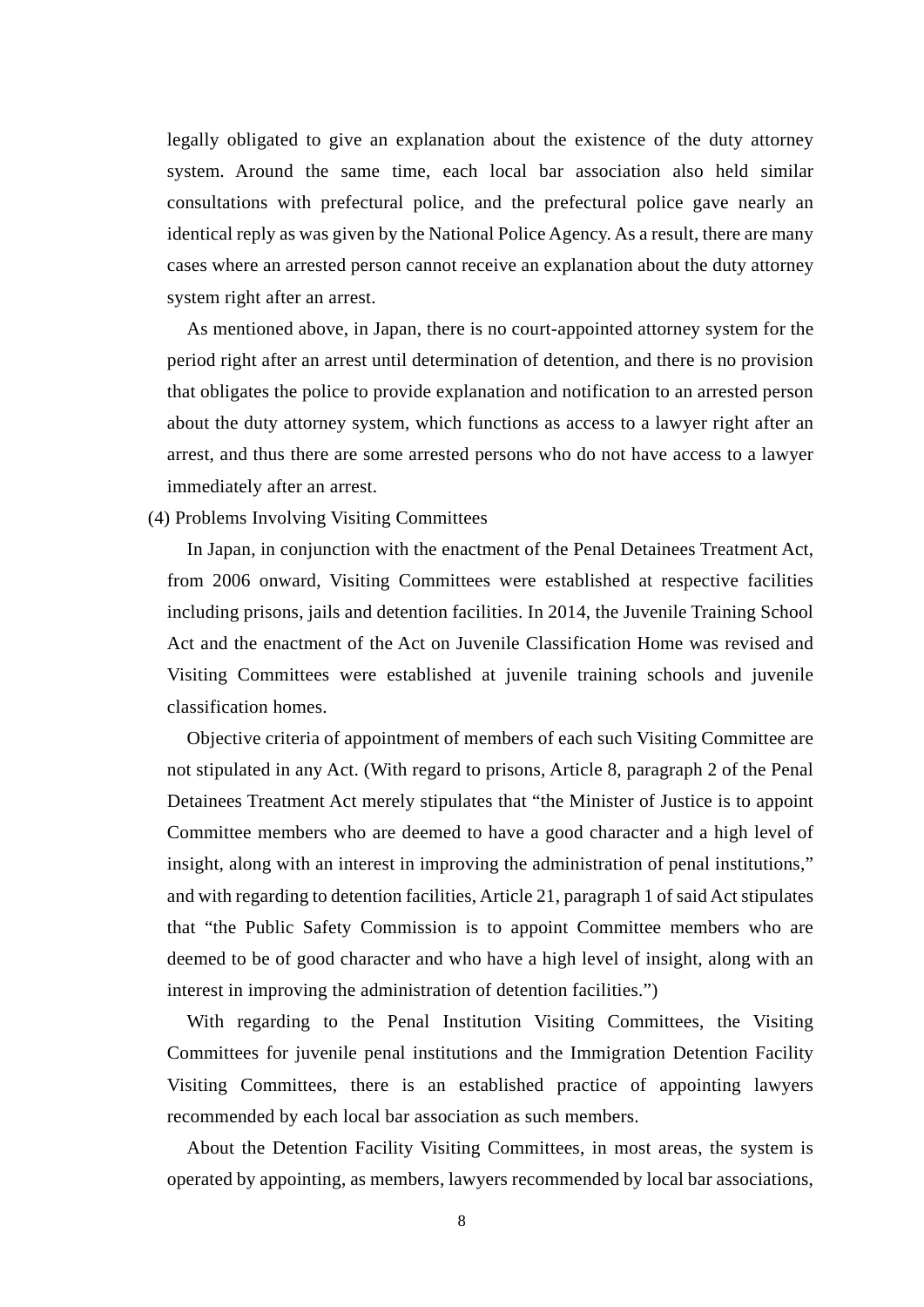legally obligated to give an explanation about the existence of the duty attorney system. Around the same time, each local bar association also held similar consultations with prefectural police, and the prefectural police gave nearly an identical reply as was given by the National Police Agency. As a result, there are many cases where an arrested person cannot receive an explanation about the duty attorney system right after an arrest.

As mentioned above, in Japan, there is no court-appointed attorney system for the period right after an arrest until determination of detention, and there is no provision that obligates the police to provide explanation and notification to an arrested person about the duty attorney system, which functions as access to a lawyer right after an arrest, and thus there are some arrested persons who do not have access to a lawyer immediately after an arrest.

(4) Problems Involving Visiting Committees

In Japan, in conjunction with the enactment of the Penal Detainees Treatment Act, from 2006 onward, Visiting Committees were established at respective facilities including prisons, jails and detention facilities. In 2014, the Juvenile Training School Act and the enactment of the Act on Juvenile Classification Home was revised and Visiting Committees were established at juvenile training schools and juvenile classification homes.

Objective criteria of appointment of members of each such Visiting Committee are not stipulated in any Act. (With regard to prisons, Article 8, paragraph 2 of the Penal Detainees Treatment Act merely stipulates that "the Minister of Justice is to appoint Committee members who are deemed to have a good character and a high level of insight, along with an interest in improving the administration of penal institutions," and with regarding to detention facilities, Article 21, paragraph 1 of said Act stipulates that "the Public Safety Commission is to appoint Committee members who are deemed to be of good character and who have a high level of insight, along with an interest in improving the administration of detention facilities.")

With regarding to the Penal Institution Visiting Committees, the Visiting Committees for juvenile penal institutions and the Immigration Detention Facility Visiting Committees, there is an established practice of appointing lawyers recommended by each local bar association as such members.

About the Detention Facility Visiting Committees, in most areas, the system is operated by appointing, as members, lawyers recommended by local bar associations,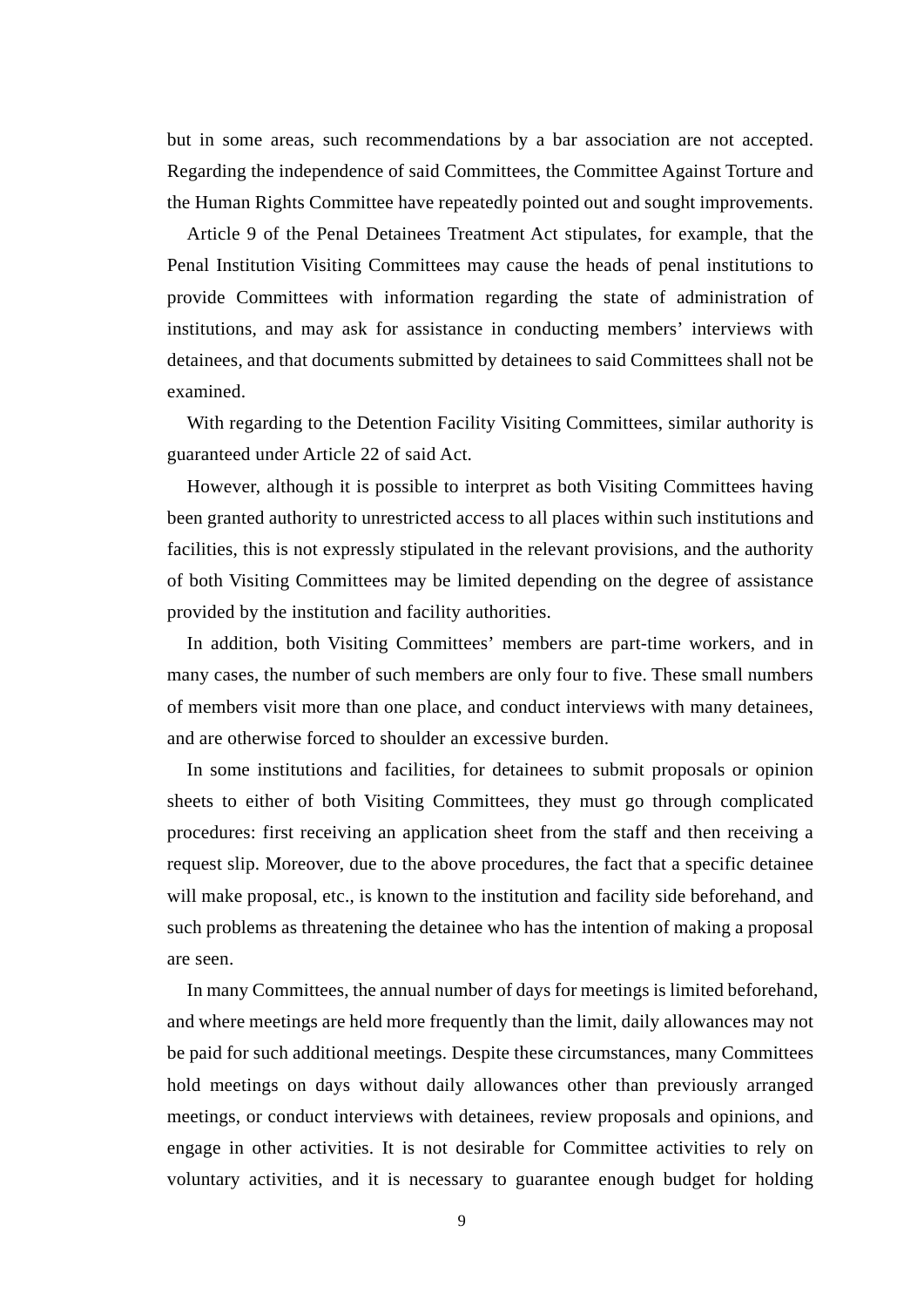but in some areas, such recommendations by a bar association are not accepted. Regarding the independence of said Committees, the Committee Against Torture and the Human Rights Committee have repeatedly pointed out and sought improvements.

Article 9 of the Penal Detainees Treatment Act stipulates, for example, that the Penal Institution Visiting Committees may cause the heads of penal institutions to provide Committees with information regarding the state of administration of institutions, and may ask for assistance in conducting members' interviews with detainees, and that documents submitted by detainees to said Committees shall not be examined.

With regarding to the Detention Facility Visiting Committees, similar authority is guaranteed under Article 22 of said Act.

However, although it is possible to interpret as both Visiting Committees having been granted authority to unrestricted access to all places within such institutions and facilities, this is not expressly stipulated in the relevant provisions, and the authority of both Visiting Committees may be limited depending on the degree of assistance provided by the institution and facility authorities.

In addition, both Visiting Committees' members are part-time workers, and in many cases, the number of such members are only four to five. These small numbers of members visit more than one place, and conduct interviews with many detainees, and are otherwise forced to shoulder an excessive burden.

In some institutions and facilities, for detainees to submit proposals or opinion sheets to either of both Visiting Committees, they must go through complicated procedures: first receiving an application sheet from the staff and then receiving a request slip. Moreover, due to the above procedures, the fact that a specific detainee will make proposal, etc., is known to the institution and facility side beforehand, and such problems as threatening the detainee who has the intention of making a proposal are seen.

In many Committees, the annual number of days for meetings is limited beforehand, and where meetings are held more frequently than the limit, daily allowances may not be paid for such additional meetings. Despite these circumstances, many Committees hold meetings on days without daily allowances other than previously arranged meetings, or conduct interviews with detainees, review proposals and opinions, and engage in other activities. It is not desirable for Committee activities to rely on voluntary activities, and it is necessary to guarantee enough budget for holding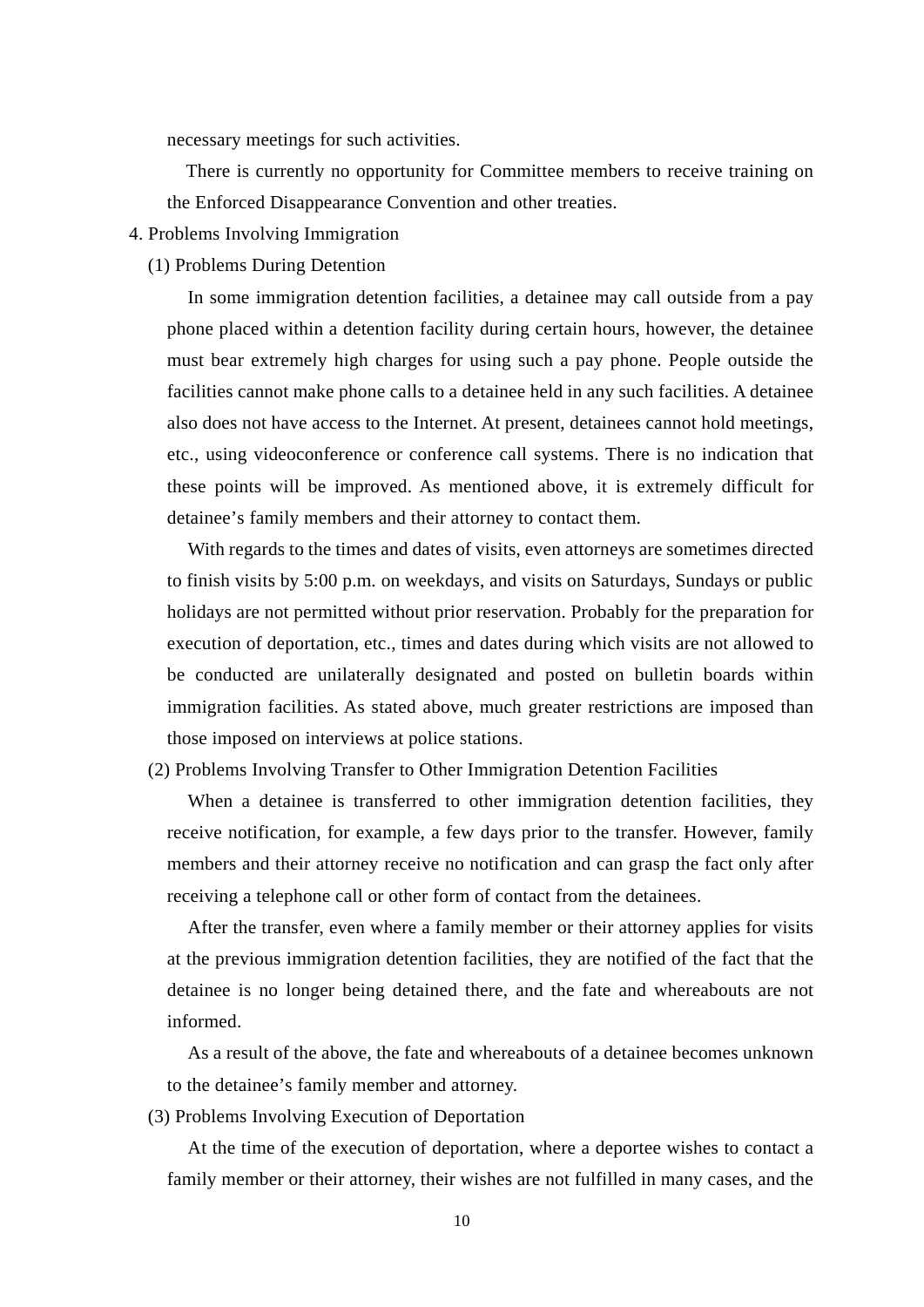necessary meetings for such activities.

There is currently no opportunity for Committee members to receive training on the Enforced Disappearance Convention and other treaties.

## 4. Problems Involving Immigration

### (1) Problems During Detention

In some immigration detention facilities, a detainee may call outside from a pay phone placed within a detention facility during certain hours, however, the detainee must bear extremely high charges for using such a pay phone. People outside the facilities cannot make phone calls to a detainee held in any such facilities. A detainee also does not have access to the Internet. At present, detainees cannot hold meetings, etc., using videoconference or conference call systems. There is no indication that these points will be improved. As mentioned above, it is extremely difficult for detainee's family members and their attorney to contact them.

With regards to the times and dates of visits, even attorneys are sometimes directed to finish visits by 5:00 p.m. on weekdays, and visits on Saturdays, Sundays or public holidays are not permitted without prior reservation. Probably for the preparation for execution of deportation, etc., times and dates during which visits are not allowed to be conducted are unilaterally designated and posted on bulletin boards within immigration facilities. As stated above, much greater restrictions are imposed than those imposed on interviews at police stations.

### (2) Problems Involving Transfer to Other Immigration Detention Facilities

When a detainee is transferred to other immigration detention facilities, they receive notification, for example, a few days prior to the transfer. However, family members and their attorney receive no notification and can grasp the fact only after receiving a telephone call or other form of contact from the detainees.

After the transfer, even where a family member or their attorney applies for visits at the previous immigration detention facilities, they are notified of the fact that the detainee is no longer being detained there, and the fate and whereabouts are not informed.

As a result of the above, the fate and whereabouts of a detainee becomes unknown to the detainee's family member and attorney.

### (3) Problems Involving Execution of Deportation

At the time of the execution of deportation, where a deportee wishes to contact a family member or their attorney, their wishes are not fulfilled in many cases, and the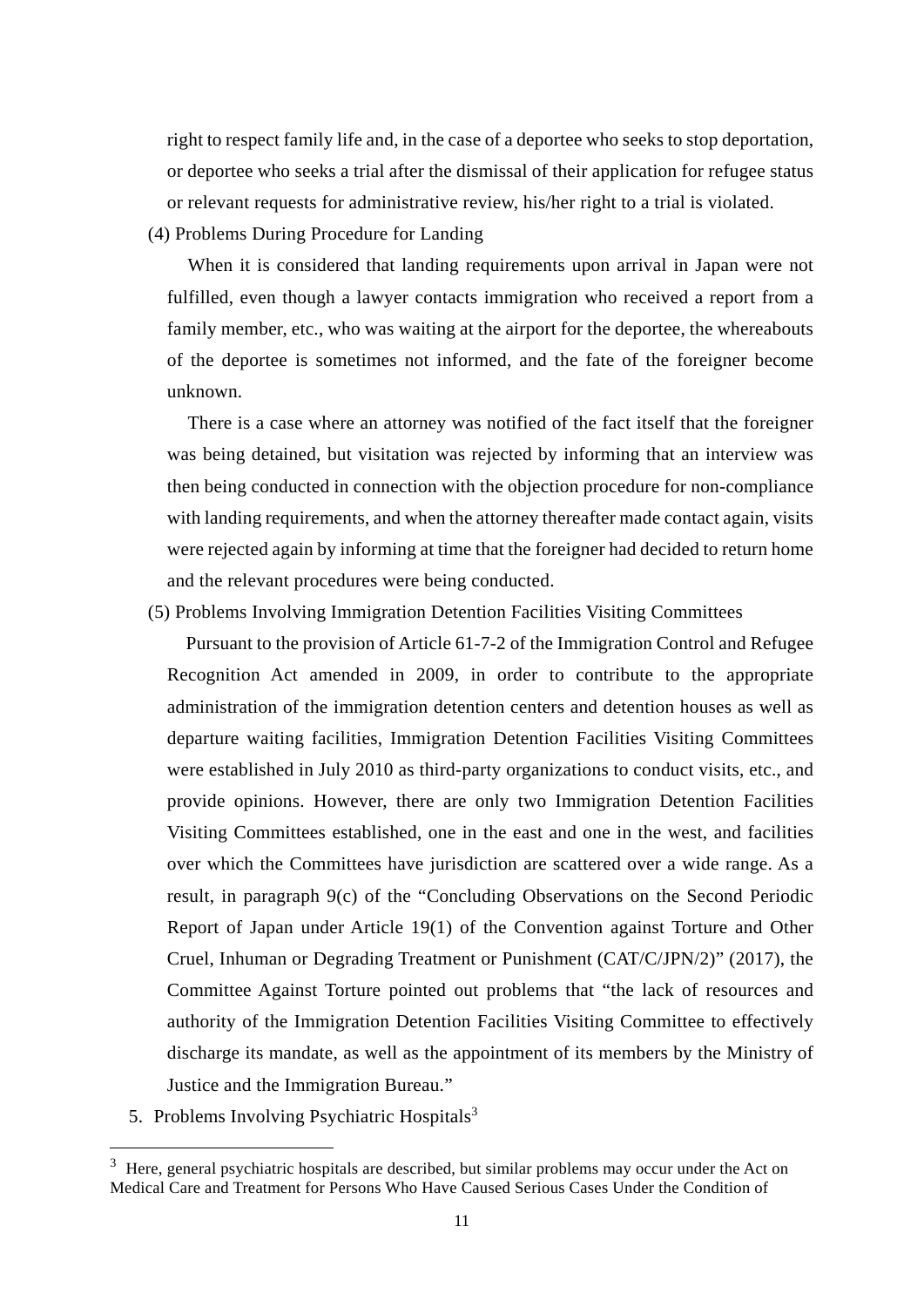right to respect family life and, in the case of a deportee who seeks to stop deportation, or deportee who seeks a trial after the dismissal of their application for refugee status or relevant requests for administrative review, his/her right to a trial is violated.

(4) Problems During Procedure for Landing

When it is considered that landing requirements upon arrival in Japan were not fulfilled, even though a lawyer contacts immigration who received a report from a family member, etc., who was waiting at the airport for the deportee, the whereabouts of the deportee is sometimes not informed, and the fate of the foreigner become unknown.

There is a case where an attorney was notified of the fact itself that the foreigner was being detained, but visitation was rejected by informing that an interview was then being conducted in connection with the objection procedure for non-compliance with landing requirements, and when the attorney thereafter made contact again, visits were rejected again by informing at time that the foreigner had decided to return home and the relevant procedures were being conducted.

(5) Problems Involving Immigration Detention Facilities Visiting Committees

Pursuant to the provision of Article 61-7-2 of the Immigration Control and Refugee Recognition Act amended in 2009, in order to contribute to the appropriate administration of the immigration detention centers and detention houses as well as departure waiting facilities, Immigration Detention Facilities Visiting Committees were established in July 2010 as third-party organizations to conduct visits, etc., and provide opinions. However, there are only two Immigration Detention Facilities Visiting Committees established, one in the east and one in the west, and facilities over which the Committees have jurisdiction are scattered over a wide range. As a result, in paragraph 9(c) of the "Concluding Observations on the Second Periodic Report of Japan under Article 19(1) of the Convention against Torture and Other Cruel, Inhuman or Degrading Treatment or Punishment (CAT/C/JPN/2)" (2017), the Committee Against Torture pointed out problems that "the lack of resources and authority of the Immigration Detention Facilities Visiting Committee to effectively discharge its mandate, as well as the appointment of its members by the Ministry of Justice and the Immigration Bureau."

5. Problems Involving Psychiatric Hospitals[3]

---

[3] Here, general psychiatric hospitals are described, but similar problems may occur under the Act on Medical Care and Treatment for Persons Who Have Caused Serious Cases Under the Condition of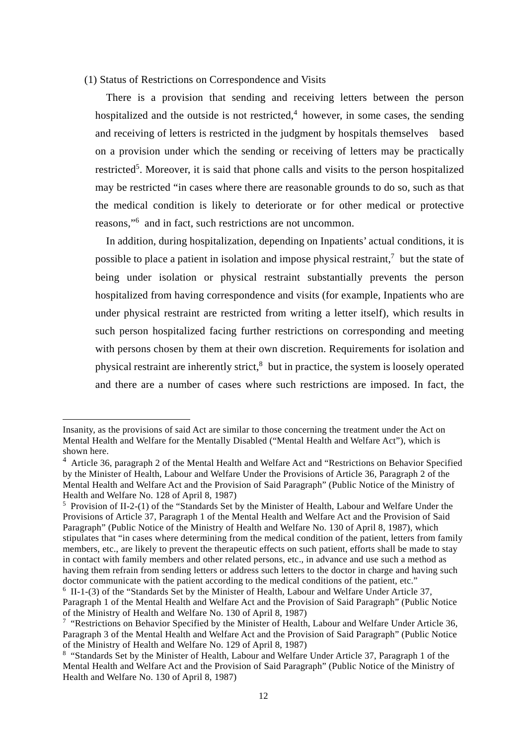(1) Status of Restrictions on Correspondence and Visits

There is a provision that sending and receiving letters between the person hospitalized and the outside is not restricted,[4] however, in some cases, the sending and receiving of letters is restricted in the judgment by hospitals themselves based on a provision under which the sending or receiving of letters may be practically restricted[5]. Moreover, it is said that phone calls and visits to the person hospitalized may be restricted "in cases where there are reasonable grounds to do so, such as that the medical condition is likely to deteriorate or for other medical or protective reasons,"[6] and in fact, such restrictions are not uncommon.

In addition, during hospitalization, depending on Inpatients' actual conditions, it is possible to place a patient in isolation and impose physical restraint,[7] but the state of being under isolation or physical restraint substantially prevents the person hospitalized from having correspondence and visits (for example, Inpatients who are under physical restraint are restricted from writing a letter itself), which results in such person hospitalized facing further restrictions on corresponding and meeting with persons chosen by them at their own discretion. Requirements for isolation and physical restraint are inherently strict,[8] but in practice, the system is loosely operated and there are a number of cases where such restrictions are imposed. In fact, the

---

Insanity, as the provisions of said Act are similar to those concerning the treatment under the Act on Mental Health and Welfare for the Mentally Disabled ("Mental Health and Welfare Act"), which is shown here.

[4] Article 36, paragraph 2 of the Mental Health and Welfare Act and "Restrictions on Behavior Specified by the Minister of Health, Labour and Welfare Under the Provisions of Article 36, Paragraph 2 of the Mental Health and Welfare Act and the Provision of Said Paragraph" (Public Notice of the Ministry of Health and Welfare No. 128 of April 8, 1987)

[5] Provision of II-2-(1) of the "Standards Set by the Minister of Health, Labour and Welfare Under the Provisions of Article 37, Paragraph 1 of the Mental Health and Welfare Act and the Provision of Said Paragraph" (Public Notice of the Ministry of Health and Welfare No. 130 of April 8, 1987), which stipulates that "in cases where determining from the medical condition of the patient, letters from family members, etc., are likely to prevent the therapeutic effects on such patient, efforts shall be made to stay in contact with family members and other related persons, etc., in advance and use such a method as having them refrain from sending letters or address such letters to the doctor in charge and having such doctor communicate with the patient according to the medical conditions of the patient, etc."

[6] II-1-(3) of the "Standards Set by the Minister of Health, Labour and Welfare Under Article 37, Paragraph 1 of the Mental Health and Welfare Act and the Provision of Said Paragraph" (Public Notice of the Ministry of Health and Welfare No. 130 of April 8, 1987)

[7] "Restrictions on Behavior Specified by the Minister of Health, Labour and Welfare Under Article 36, Paragraph 3 of the Mental Health and Welfare Act and the Provision of Said Paragraph" (Public Notice of the Ministry of Health and Welfare No. 129 of April 8, 1987)

[8] "Standards Set by the Minister of Health, Labour and Welfare Under Article 37, Paragraph 1 of the Mental Health and Welfare Act and the Provision of Said Paragraph" (Public Notice of the Ministry of Health and Welfare No. 130 of April 8, 1987)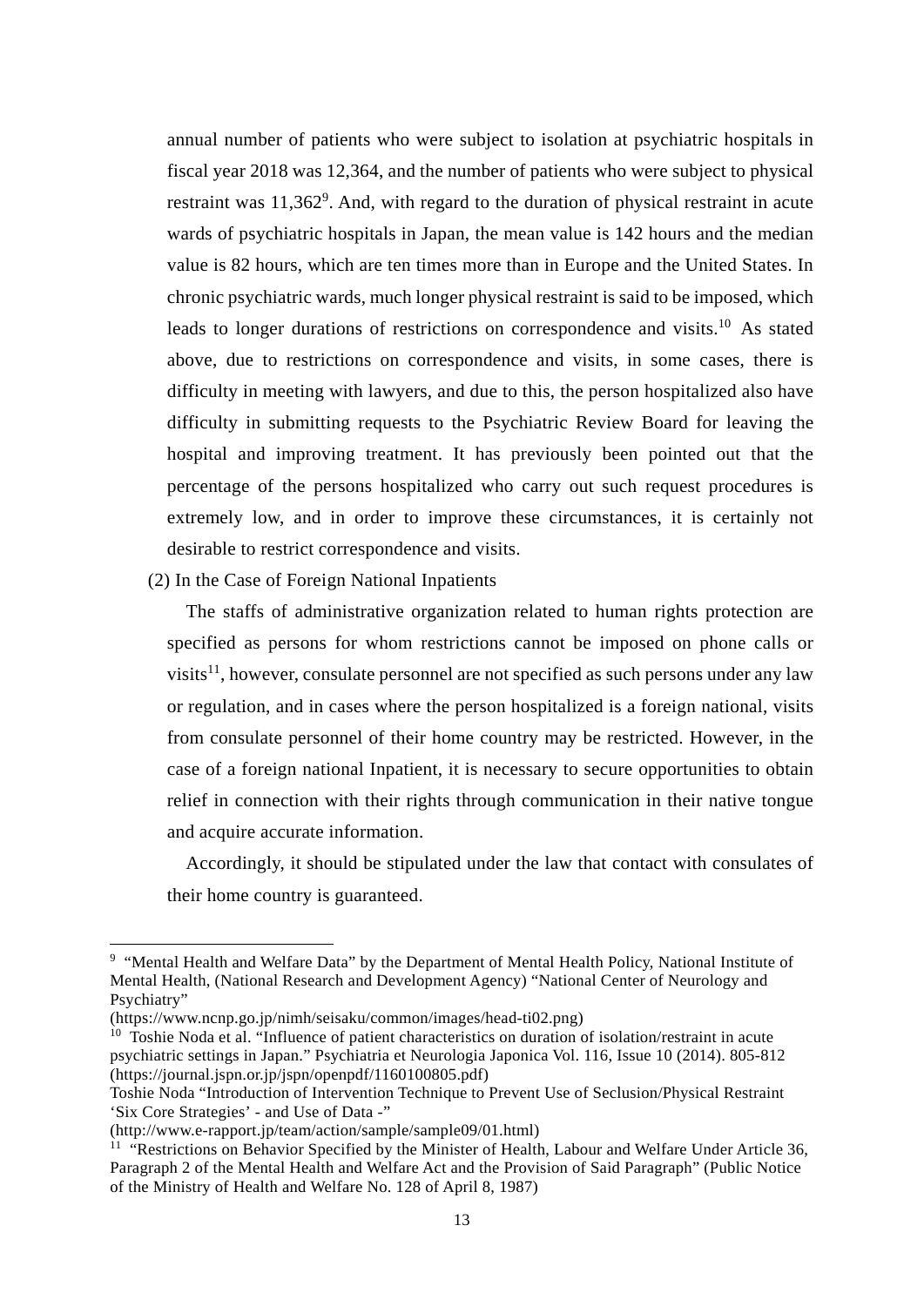annual number of patients who were subject to isolation at psychiatric hospitals in fiscal year 2018 was 12,364, and the number of patients who were subject to physical restraint was 11,362[9]. And, with regard to the duration of physical restraint in acute wards of psychiatric hospitals in Japan, the mean value is 142 hours and the median value is 82 hours, which are ten times more than in Europe and the United States. In chronic psychiatric wards, much longer physical restraint is said to be imposed, which leads to longer durations of restrictions on correspondence and visits.[10] As stated above, due to restrictions on correspondence and visits, in some cases, there is difficulty in meeting with lawyers, and due to this, the person hospitalized also have difficulty in submitting requests to the Psychiatric Review Board for leaving the hospital and improving treatment. It has previously been pointed out that the percentage of the persons hospitalized who carry out such request procedures is extremely low, and in order to improve these circumstances, it is certainly not desirable to restrict correspondence and visits.

(2) In the Case of Foreign National Inpatients

The staffs of administrative organization related to human rights protection are specified as persons for whom restrictions cannot be imposed on phone calls or visits[11], however, consulate personnel are not specified as such persons under any law or regulation, and in cases where the person hospitalized is a foreign national, visits from consulate personnel of their home country may be restricted. However, in the case of a foreign national Inpatient, it is necessary to secure opportunities to obtain relief in connection with their rights through communication in their native tongue and acquire accurate information.

Accordingly, it should be stipulated under the law that contact with consulates of their home country is guaranteed.

---

[9] "Mental Health and Welfare Data" by the Department of Mental Health Policy, National Institute of Mental Health, (National Research and Development Agency) "National Center of Neurology and Psychiatry"
(https://www.ncnp.go.jp/nimh/seisaku/common/images/head-ti02.png)

[10] Toshie Noda et al. "Influence of patient characteristics on duration of isolation/restraint in acute psychiatric settings in Japan." Psychiatria et Neurologia Japonica Vol. 116, Issue 10 (2014). 805-812 (https://journal.jspn.or.jp/jspn/openpdf/1160100805.pdf)
Toshie Noda "Introduction of Intervention Technique to Prevent Use of Seclusion/Physical Restraint 'Six Core Strategies' - and Use of Data -"
(http://www.e-rapport.jp/team/action/sample/sample09/01.html)

[11] "Restrictions on Behavior Specified by the Minister of Health, Labour and Welfare Under Article 36, Paragraph 2 of the Mental Health and Welfare Act and the Provision of Said Paragraph" (Public Notice of the Ministry of Health and Welfare No. 128 of April 8, 1987)